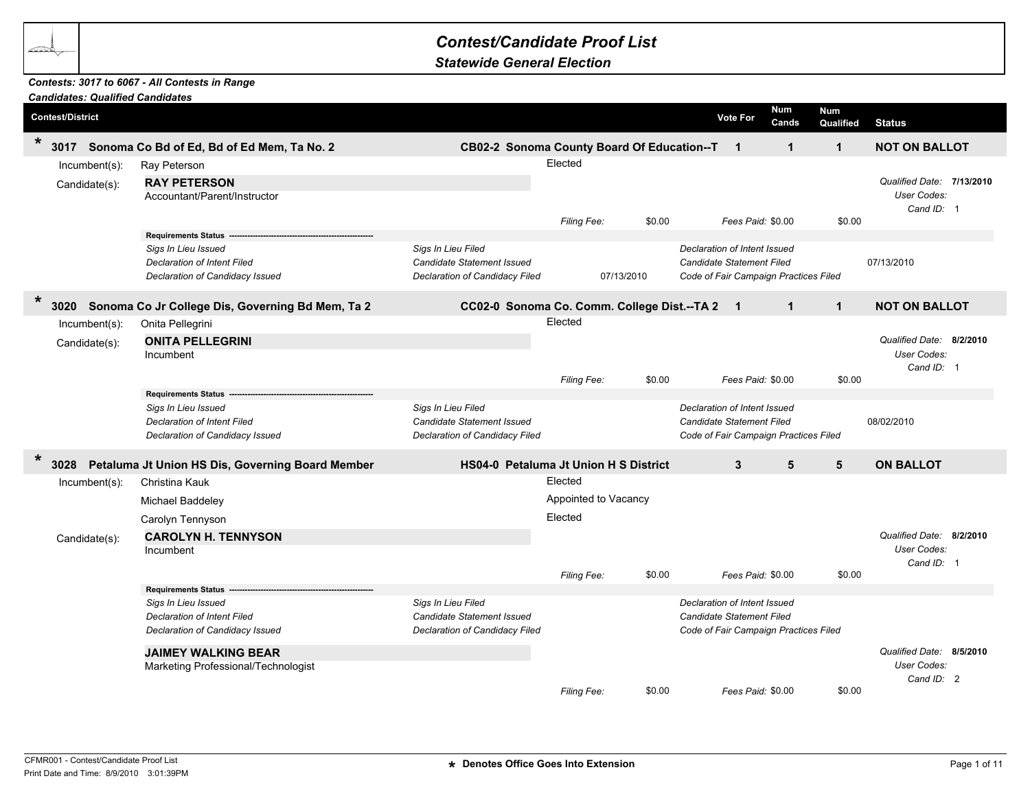# Contest/Candidate Proof List

## Statewide General Election

***Contests: 3017 to 6067 - All Contests in Range***
***Candidates: Qualified Candidates***

| Contest/District | | Vote For | Num Cands | Num Qualified | Status |
|---|---|---|---|---|---|
| * **3017 Sonoma Co Bd of Ed, Bd of Ed Mem, Ta No. 2** | **CB02-2 Sonoma County Board Of Education--T** | **1** | **1** | **1** | **NOT ON BALLOT** |

Incumbent(s): Ray Peterson — Elected

Candidate(s): **RAY PETERSON**
Accountant/Parent/Instructor

*Qualified Date:* **7/13/2010**
*User Codes:*
*Cand ID:* 1

*Filing Fee:* $0.00 *Fees Paid:* $0.00 $0.00

**Requirements Status**

| | | |
|---|---|---|
| *Sigs In Lieu Issued* | *Sigs In Lieu Filed* | *Declaration of Intent Issued* |
| *Declaration of Intent Filed* | *Candidate Statement Issued* | *Candidate Statement Filed* 07/13/2010 |
| *Declaration of Candidacy Issued* | *Declaration of Candidacy Filed* 07/13/2010 | *Code of Fair Campaign Practices Filed* |

| Contest/District | | Vote For | Num Cands | Num Qualified | Status |
|---|---|---|---|---|---|
| * **3020 Sonoma Co Jr College Dis, Governing Bd Mem, Ta 2** | **CC02-0 Sonoma Co. Comm. College Dist.--TA 2** | **1** | **1** | **1** | **NOT ON BALLOT** |

Incumbent(s): Onita Pellegrini — Elected

Candidate(s): **ONITA PELLEGRINI**
Incumbent

*Qualified Date:* **8/2/2010**
*User Codes:*
*Cand ID:* 1

*Filing Fee:* $0.00 *Fees Paid:* $0.00 $0.00

**Requirements Status**

| | | |
|---|---|---|
| *Sigs In Lieu Issued* | *Sigs In Lieu Filed* | *Declaration of Intent Issued* |
| *Declaration of Intent Filed* | *Candidate Statement Issued* | *Candidate Statement Filed* 08/02/2010 |
| *Declaration of Candidacy Issued* | *Declaration of Candidacy Filed* | *Code of Fair Campaign Practices Filed* |

| Contest/District | | Vote For | Num Cands | Num Qualified | Status |
|---|---|---|---|---|---|
| * **3028 Petaluma Jt Union HS Dis, Governing Board Member** | **HS04-0 Petaluma Jt Union H S District** | **3** | **5** | **5** | **ON BALLOT** |

Incumbent(s):
- Christina Kauk — Elected
- Michael Baddeley — Appointed to Vacancy
- Carolyn Tennyson — Elected

Candidate(s): **CAROLYN H. TENNYSON**
Incumbent

*Qualified Date:* **8/2/2010**
*User Codes:*
*Cand ID:* 1

*Filing Fee:* $0.00 *Fees Paid:* $0.00 $0.00

**Requirements Status**

| | | |
|---|---|---|
| *Sigs In Lieu Issued* | *Sigs In Lieu Filed* | *Declaration of Intent Issued* |
| *Declaration of Intent Filed* | *Candidate Statement Issued* | *Candidate Statement Filed* |
| *Declaration of Candidacy Issued* | *Declaration of Candidacy Filed* | *Code of Fair Campaign Practices Filed* |

**JAIMEY WALKING BEAR**
Marketing Professional/Technologist

*Qualified Date:* **8/5/2010**
*User Codes:*
*Cand ID:* 2

*Filing Fee:* $0.00 *Fees Paid:* $0.00 $0.00

CFMR001 - Contest/Candidate Proof List
Print Date and Time: 8/9/2010 3:01:39PM

**\* Denotes Office Goes Into Extension**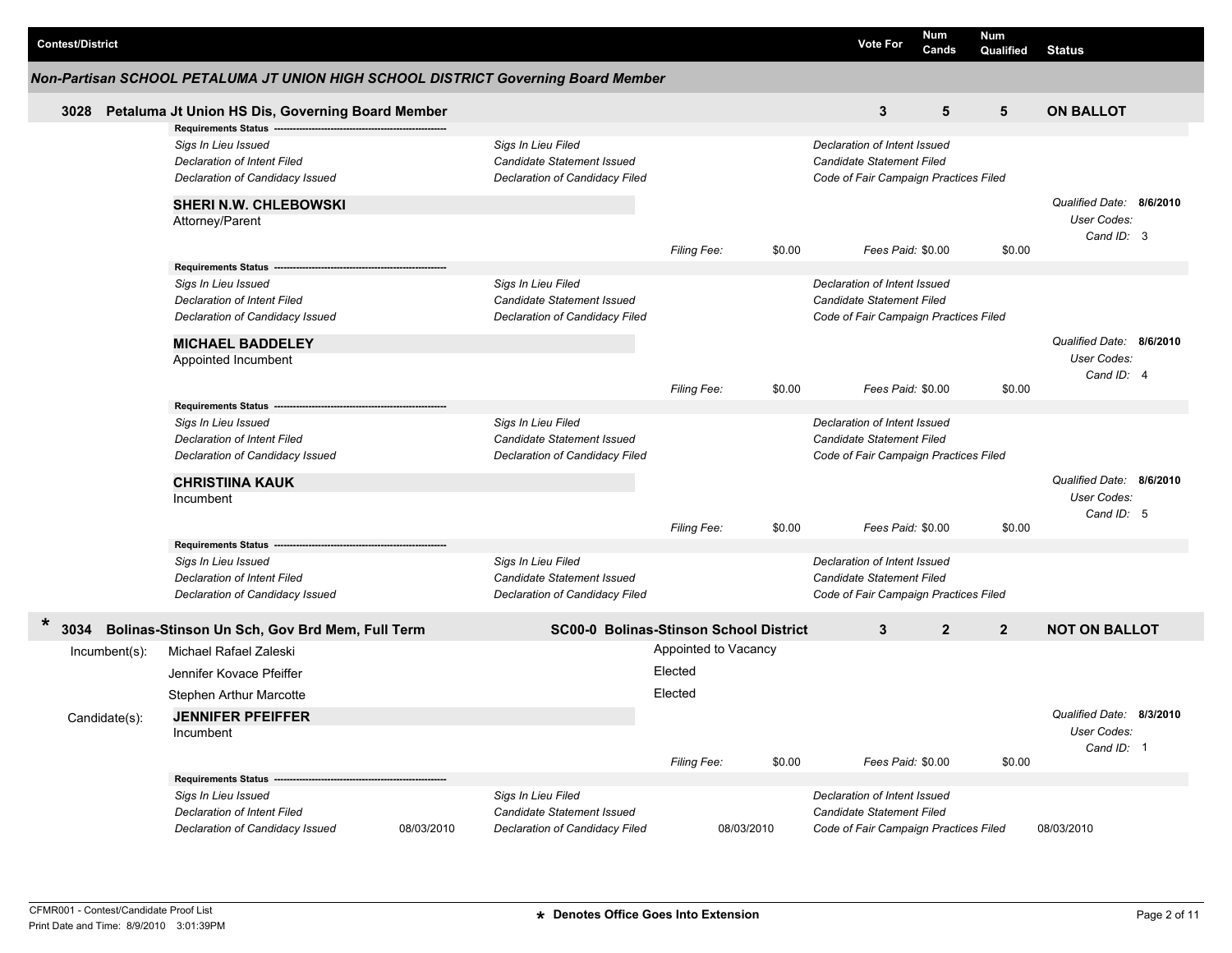| Contest/District | Vote For | Num Cands | Num Qualified | Status |
|---|---|---|---|---|

## Non-Partisan SCHOOL PETALUMA JT UNION HIGH SCHOOL DISTRICT Governing Board Member

| Contest/District | Vote For | Num Cands | Num Qualified | Status |
|---|---|---|---|---|
| **3028 Petaluma Jt Union HS Dis, Governing Board Member** | **3** | **5** | **5** | **ON BALLOT** |

**Requirements Status**

| | | |
|---|---|---|
| *Sigs In Lieu Issued* | *Sigs In Lieu Filed* | *Declaration of Intent Issued* |
| *Declaration of Intent Filed* | *Candidate Statement Issued* | *Candidate Statement Filed* |
| *Declaration of Candidacy Issued* | *Declaration of Candidacy Filed* | *Code of Fair Campaign Practices Filed* |

**SHERI N.W. CHLEBOWSKI**
Attorney/Parent

*Qualified Date:* **8/6/2010**
*User Codes:*
*Cand ID:* 3

*Filing Fee:* $0.00 — *Fees Paid:* $0.00 — $0.00

**Requirements Status**

| | | |
|---|---|---|
| *Sigs In Lieu Issued* | *Sigs In Lieu Filed* | *Declaration of Intent Issued* |
| *Declaration of Intent Filed* | *Candidate Statement Issued* | *Candidate Statement Filed* |
| *Declaration of Candidacy Issued* | *Declaration of Candidacy Filed* | *Code of Fair Campaign Practices Filed* |

**MICHAEL BADDELEY**
Appointed Incumbent

*Qualified Date:* **8/6/2010**
*User Codes:*
*Cand ID:* 4

*Filing Fee:* $0.00 — *Fees Paid:* $0.00 — $0.00

**Requirements Status**

| | | |
|---|---|---|
| *Sigs In Lieu Issued* | *Sigs In Lieu Filed* | *Declaration of Intent Issued* |
| *Declaration of Intent Filed* | *Candidate Statement Issued* | *Candidate Statement Filed* |
| *Declaration of Candidacy Issued* | *Declaration of Candidacy Filed* | *Code of Fair Campaign Practices Filed* |

**CHRISTIINA KAUK**
Incumbent

*Qualified Date:* **8/6/2010**
*User Codes:*
*Cand ID:* 5

*Filing Fee:* $0.00 — *Fees Paid:* $0.00 — $0.00

**Requirements Status**

| | | |
|---|---|---|
| *Sigs In Lieu Issued* | *Sigs In Lieu Filed* | *Declaration of Intent Issued* |
| *Declaration of Intent Filed* | *Candidate Statement Issued* | *Candidate Statement Filed* |
| *Declaration of Candidacy Issued* | *Declaration of Candidacy Filed* | *Code of Fair Campaign Practices Filed* |

| Contest/District | | Vote For | Num Cands | Num Qualified | Status |
|---|---|---|---|---|---|
| **\* 3034 Bolinas-Stinson Un Sch, Gov Brd Mem, Full Term** | **SC00-0 Bolinas-Stinson School District** | **3** | **2** | **2** | **NOT ON BALLOT** |

Incumbent(s):

| | |
|---|---|
| Michael Rafael Zaleski | Appointed to Vacancy |
| Jennifer Kovace Pfeiffer | Elected |
| Stephen Arthur Marcotte | Elected |

Candidate(s):

**JENNIFER PFEIFFER**
Incumbent

*Qualified Date:* **8/3/2010**
*User Codes:*
*Cand ID:* 1

*Filing Fee:* $0.00 — *Fees Paid:* $0.00 — $0.00

**Requirements Status**

| | | | | | |
|---|---|---|---|---|---|
| *Sigs In Lieu Issued* | | *Sigs In Lieu Filed* | | *Declaration of Intent Issued* | |
| *Declaration of Intent Filed* | | *Candidate Statement Issued* | | *Candidate Statement Filed* | |
| *Declaration of Candidacy Issued* | 08/03/2010 | *Declaration of Candidacy Filed* | 08/03/2010 | *Code of Fair Campaign Practices Filed* | 08/03/2010 |

CFMR001 - Contest/Candidate Proof List
Print Date and Time: 8/9/2010 3:01:39PM

**\* Denotes Office Goes Into Extension**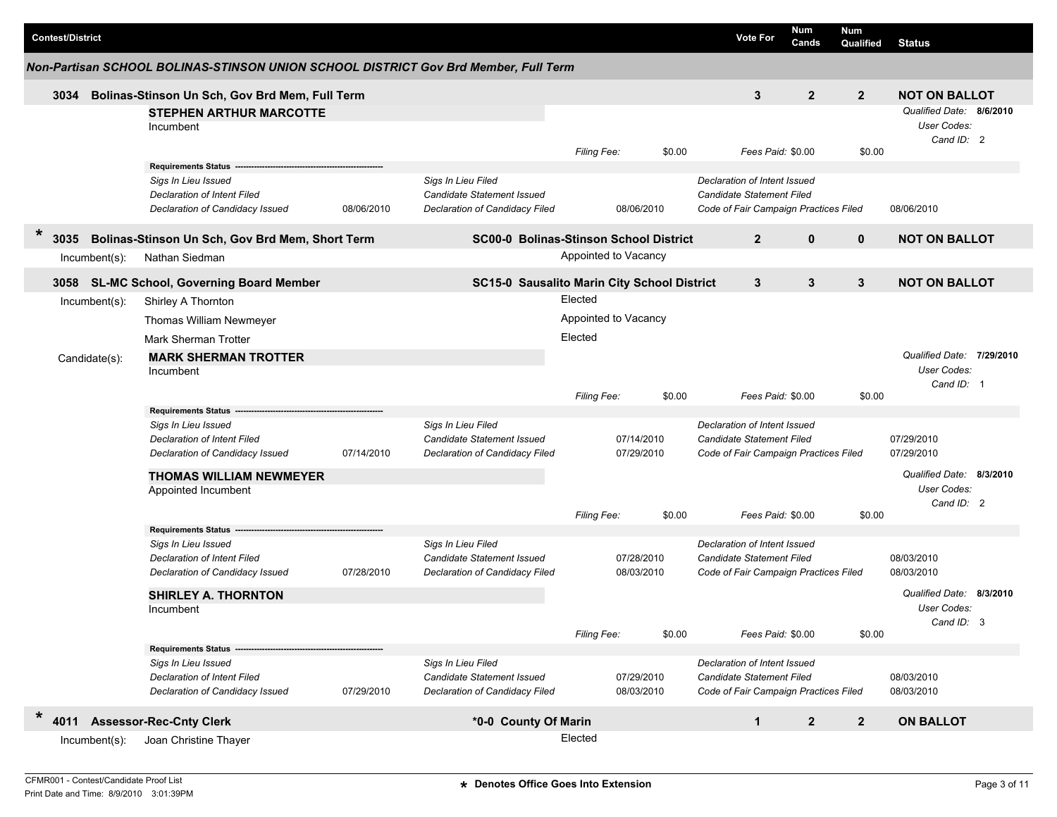| Contest/District | | Vote For | Num Cands | Num Qualified | Status |
|---|---|---|---|---|---|

### Non-Partisan SCHOOL BOLINAS-STINSON UNION SCHOOL DISTRICT Gov Brd Member, Full Term

**3034 Bolinas-Stinson Un Sch, Gov Brd Mem, Full Term** — Vote For: 3 | Num Cands: 2 | Num Qualified: 2 | **NOT ON BALLOT**

**STEPHEN ARTHUR MARCOTTE**
Incumbent

*Qualified Date:* **8/6/2010**
*User Codes:*
*Cand ID:* 2

*Filing Fee:* $0.00 | *Fees Paid:* $0.00 | $0.00

**Requirements Status**

| | | | | | |
|---|---|---|---|---|---|
| *Sigs In Lieu Issued* | | *Sigs In Lieu Filed* | | *Declaration of Intent Issued* | |
| *Declaration of Intent Filed* | | *Candidate Statement Issued* | | *Candidate Statement Filed* | |
| *Declaration of Candidacy Issued* | 08/06/2010 | *Declaration of Candidacy Filed* | 08/06/2010 | *Code of Fair Campaign Practices Filed* | 08/06/2010 |

\* **3035 Bolinas-Stinson Un Sch, Gov Brd Mem, Short Term** — **SC00-0 Bolinas-Stinson School District** — Vote For: 2 | Num Cands: 0 | Num Qualified: 0 | **NOT ON BALLOT**

Incumbent(s): Nathan Siedman — Appointed to Vacancy

**3058 SL-MC School, Governing Board Member** — **SC15-0 Sausalito Marin City School District** — Vote For: 3 | Num Cands: 3 | Num Qualified: 3 | **NOT ON BALLOT**

Incumbent(s):
- Shirley A Thornton — Elected
- Thomas William Newmeyer — Appointed to Vacancy
- Mark Sherman Trotter — Elected

Candidate(s):

**MARK SHERMAN TROTTER**
Incumbent

*Qualified Date:* **7/29/2010**
*User Codes:*
*Cand ID:* 1

*Filing Fee:* $0.00 | *Fees Paid:* $0.00 | $0.00

**Requirements Status**

| | | | | | |
|---|---|---|---|---|---|
| *Sigs In Lieu Issued* | | *Sigs In Lieu Filed* | | *Declaration of Intent Issued* | |
| *Declaration of Intent Filed* | | *Candidate Statement Issued* | 07/14/2010 | *Candidate Statement Filed* | 07/29/2010 |
| *Declaration of Candidacy Issued* | 07/14/2010 | *Declaration of Candidacy Filed* | 07/29/2010 | *Code of Fair Campaign Practices Filed* | 07/29/2010 |

**THOMAS WILLIAM NEWMEYER**
Appointed Incumbent

*Qualified Date:* **8/3/2010**
*User Codes:*
*Cand ID:* 2

*Filing Fee:* $0.00 | *Fees Paid:* $0.00 | $0.00

**Requirements Status**

| | | | | | |
|---|---|---|---|---|---|
| *Sigs In Lieu Issued* | | *Sigs In Lieu Filed* | | *Declaration of Intent Issued* | |
| *Declaration of Intent Filed* | | *Candidate Statement Issued* | 07/28/2010 | *Candidate Statement Filed* | 08/03/2010 |
| *Declaration of Candidacy Issued* | 07/28/2010 | *Declaration of Candidacy Filed* | 08/03/2010 | *Code of Fair Campaign Practices Filed* | 08/03/2010 |

**SHIRLEY A. THORNTON**
Incumbent

*Qualified Date:* **8/3/2010**
*User Codes:*
*Cand ID:* 3

*Filing Fee:* $0.00 | *Fees Paid:* $0.00 | $0.00

**Requirements Status**

| | | | | | |
|---|---|---|---|---|---|
| *Sigs In Lieu Issued* | | *Sigs In Lieu Filed* | | *Declaration of Intent Issued* | |
| *Declaration of Intent Filed* | | *Candidate Statement Issued* | 07/29/2010 | *Candidate Statement Filed* | 08/03/2010 |
| *Declaration of Candidacy Issued* | 07/29/2010 | *Declaration of Candidacy Filed* | 08/03/2010 | *Code of Fair Campaign Practices Filed* | 08/03/2010 |

\* **4011 Assessor-Rec-Cnty Clerk** — **\*0-0 County Of Marin** — Vote For: 1 | Num Cands: 2 | Num Qualified: 2 | **ON BALLOT**

Incumbent(s): Joan Christine Thayer — Elected

CFMR001 - Contest/Candidate Proof List
Print Date and Time: 8/9/2010 3:01:39PM

\* Denotes Office Goes Into Extension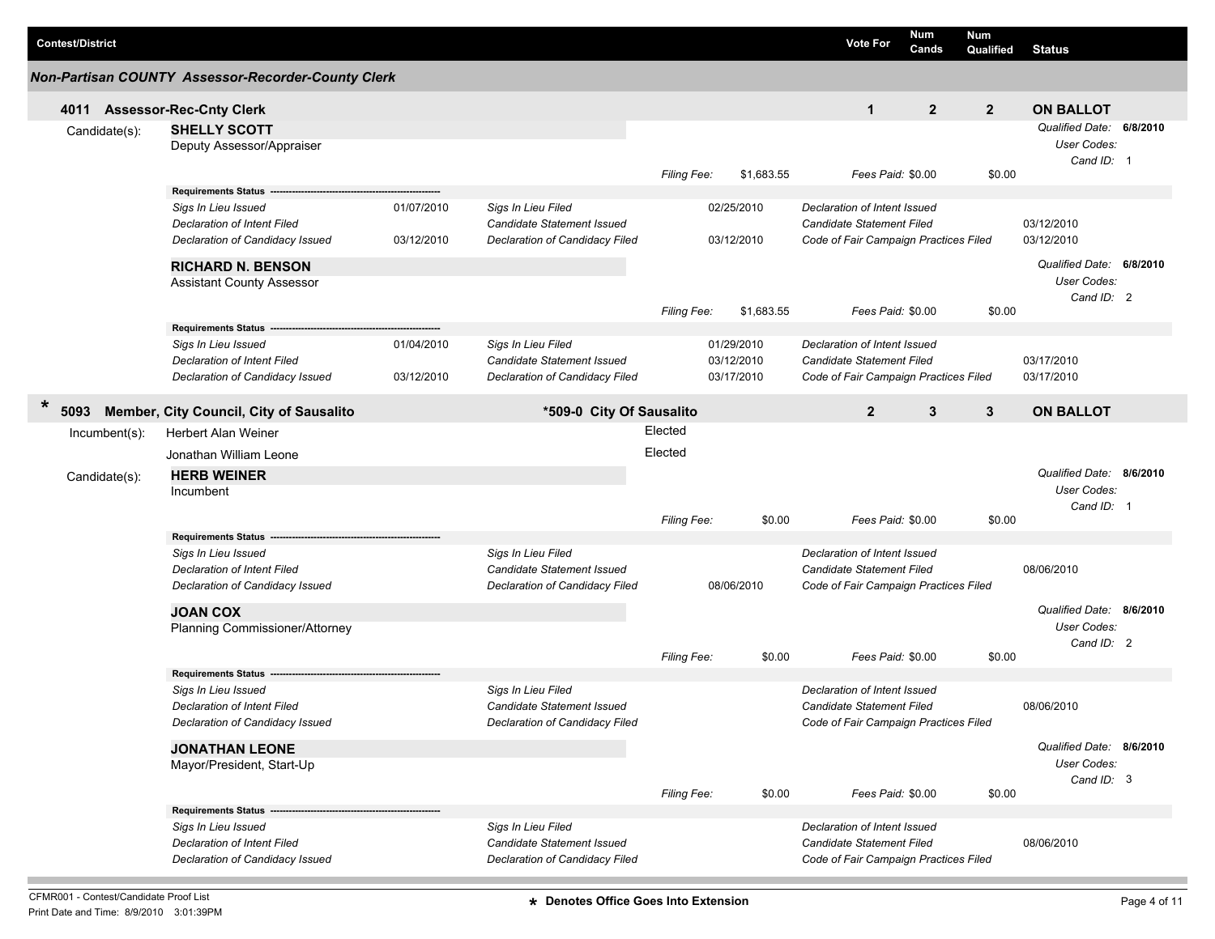| Contest/District | | | | Vote For | Num Cands | Num Qualified | Status |
|---|---|---|---|---|---|---|---|

## *Non-Partisan COUNTY Assessor-Recorder-County Clerk*

### 4011 Assessor-Rec-Cnty Clerk

| Vote For | Num Cands | Num Qualified | Status |
|---|---|---|---|
| 1 | 2 | 2 | ON BALLOT |

**Candidate(s):**

**SHELLY SCOTT**
Deputy Assessor/Appraiser

*Qualified Date:* 6/8/2010
*User Codes:*
*Cand ID:* 1

*Filing Fee:* $1,683.55 | *Fees Paid:* $0.00 | $0.00

**Requirements Status**

| | | | | | |
|---|---|---|---|---|---|
| *Sigs In Lieu Issued* | 01/07/2010 | *Sigs In Lieu Filed* | 02/25/2010 | *Declaration of Intent Issued* | |
| *Declaration of Intent Filed* | | *Candidate Statement Issued* | | *Candidate Statement Filed* | 03/12/2010 |
| *Declaration of Candidacy Issued* | 03/12/2010 | *Declaration of Candidacy Filed* | 03/12/2010 | *Code of Fair Campaign Practices Filed* | 03/12/2010 |

**RICHARD N. BENSON**
Assistant County Assessor

*Qualified Date:* 6/8/2010
*User Codes:*
*Cand ID:* 2

*Filing Fee:* $1,683.55 | *Fees Paid:* $0.00 | $0.00

**Requirements Status**

| | | | | | |
|---|---|---|---|---|---|
| *Sigs In Lieu Issued* | 01/04/2010 | *Sigs In Lieu Filed* | 01/29/2010 | *Declaration of Intent Issued* | |
| *Declaration of Intent Filed* | | *Candidate Statement Issued* | 03/12/2010 | *Candidate Statement Filed* | 03/17/2010 |
| *Declaration of Candidacy Issued* | 03/12/2010 | *Declaration of Candidacy Filed* | 03/17/2010 | *Code of Fair Campaign Practices Filed* | 03/17/2010 |

### * 5093 Member, City Council, City of Sausalito — *509-0 City Of Sausalito

| Vote For | Num Cands | Num Qualified | Status |
|---|---|---|---|
| 2 | 3 | 3 | ON BALLOT |

**Incumbent(s):**

| | |
|---|---|
| Herbert Alan Weiner | Elected |
| Jonathan William Leone | Elected |

**Candidate(s):**

**HERB WEINER**
Incumbent

*Qualified Date:* 8/6/2010
*User Codes:*
*Cand ID:* 1

*Filing Fee:* $0.00 | *Fees Paid:* $0.00 | $0.00

**Requirements Status**

| | | | | | |
|---|---|---|---|---|---|
| *Sigs In Lieu Issued* | | *Sigs In Lieu Filed* | | *Declaration of Intent Issued* | |
| *Declaration of Intent Filed* | | *Candidate Statement Issued* | | *Candidate Statement Filed* | 08/06/2010 |
| *Declaration of Candidacy Issued* | | *Declaration of Candidacy Filed* | 08/06/2010 | *Code of Fair Campaign Practices Filed* | |

**JOAN COX**
Planning Commissioner/Attorney

*Qualified Date:* 8/6/2010
*User Codes:*
*Cand ID:* 2

*Filing Fee:* $0.00 | *Fees Paid:* $0.00 | $0.00

**Requirements Status**

| | | | | | |
|---|---|---|---|---|---|
| *Sigs In Lieu Issued* | | *Sigs In Lieu Filed* | | *Declaration of Intent Issued* | |
| *Declaration of Intent Filed* | | *Candidate Statement Issued* | | *Candidate Statement Filed* | 08/06/2010 |
| *Declaration of Candidacy Issued* | | *Declaration of Candidacy Filed* | | *Code of Fair Campaign Practices Filed* | |

**JONATHAN LEONE**
Mayor/President, Start-Up

*Qualified Date:* 8/6/2010
*User Codes:*
*Cand ID:* 3

*Filing Fee:* $0.00 | *Fees Paid:* $0.00 | $0.00

**Requirements Status**

| | | | | | |
|---|---|---|---|---|---|
| *Sigs In Lieu Issued* | | *Sigs In Lieu Filed* | | *Declaration of Intent Issued* | |
| *Declaration of Intent Filed* | | *Candidate Statement Issued* | | *Candidate Statement Filed* | 08/06/2010 |
| *Declaration of Candidacy Issued* | | *Declaration of Candidacy Filed* | | *Code of Fair Campaign Practices Filed* | |

CFMR001 - Contest/Candidate Proof List
Print Date and Time: 8/9/2010 3:01:39PM

**\* Denotes Office Goes Into Extension**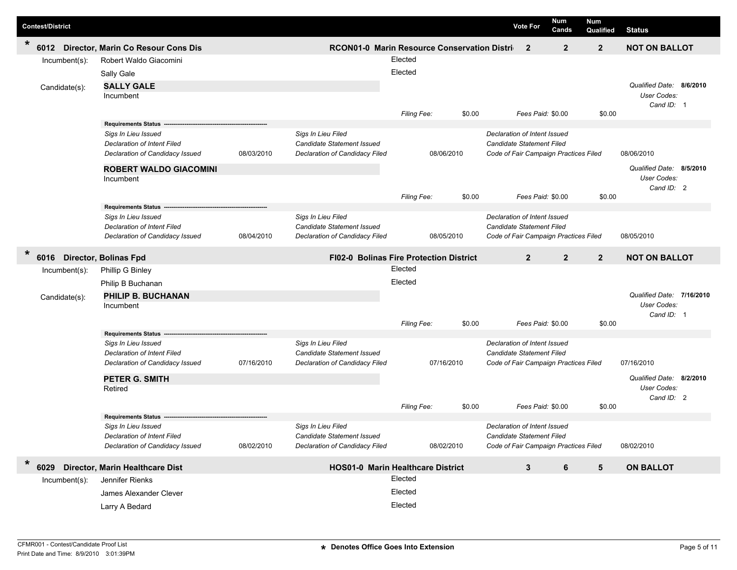| Contest/District | | Vote For | Num Cands | Num Qualified | Status |
|---|---|---|---|---|---|
| * 6012 Director, Marin Co Resour Cons Dis | RCON01-0 Marin Resource Conservation Distri | 2 | 2 | 2 | NOT ON BALLOT |

Incumbent(s):
- Robert Waldo Giacomini — Elected
- Sally Gale — Elected

Candidate(s):

**SALLY GALE**
Incumbent

*Qualified Date:* **8/6/2010**
*User Codes:*
*Cand ID:* 1

*Filing Fee:* $0.00 *Fees Paid:* $0.00 $0.00

**Requirements Status**

| | | | | | |
|---|---|---|---|---|---|
| *Sigs In Lieu Issued* | | *Sigs In Lieu Filed* | | *Declaration of Intent Issued* | |
| *Declaration of Intent Filed* | | *Candidate Statement Issued* | | *Candidate Statement Filed* | |
| *Declaration of Candidacy Issued* | 08/03/2010 | *Declaration of Candidacy Filed* | 08/06/2010 | *Code of Fair Campaign Practices Filed* | 08/06/2010 |

**ROBERT WALDO GIACOMINI**
Incumbent

*Qualified Date:* **8/5/2010**
*User Codes:*
*Cand ID:* 2

*Filing Fee:* $0.00 *Fees Paid:* $0.00 $0.00

**Requirements Status**

| | | | | | |
|---|---|---|---|---|---|
| *Sigs In Lieu Issued* | | *Sigs In Lieu Filed* | | *Declaration of Intent Issued* | |
| *Declaration of Intent Filed* | | *Candidate Statement Issued* | | *Candidate Statement Filed* | |
| *Declaration of Candidacy Issued* | 08/04/2010 | *Declaration of Candidacy Filed* | 08/05/2010 | *Code of Fair Campaign Practices Filed* | 08/05/2010 |

| Contest/District | | Vote For | Num Cands | Num Qualified | Status |
|---|---|---|---|---|---|
| * 6016 Director, Bolinas Fpd | FI02-0 Bolinas Fire Protection District | 2 | 2 | 2 | NOT ON BALLOT |

Incumbent(s):
- Phillip G Binley — Elected
- Philip B Buchanan — Elected

Candidate(s):

**PHILIP B. BUCHANAN**
Incumbent

*Qualified Date:* **7/16/2010**
*User Codes:*
*Cand ID:* 1

*Filing Fee:* $0.00 *Fees Paid:* $0.00 $0.00

**Requirements Status**

| | | | | | |
|---|---|---|---|---|---|
| *Sigs In Lieu Issued* | | *Sigs In Lieu Filed* | | *Declaration of Intent Issued* | |
| *Declaration of Intent Filed* | | *Candidate Statement Issued* | | *Candidate Statement Filed* | |
| *Declaration of Candidacy Issued* | 07/16/2010 | *Declaration of Candidacy Filed* | 07/16/2010 | *Code of Fair Campaign Practices Filed* | 07/16/2010 |

**PETER G. SMITH**
Retired

*Qualified Date:* **8/2/2010**
*User Codes:*
*Cand ID:* 2

*Filing Fee:* $0.00 *Fees Paid:* $0.00 $0.00

**Requirements Status**

| | | | | | |
|---|---|---|---|---|---|
| *Sigs In Lieu Issued* | | *Sigs In Lieu Filed* | | *Declaration of Intent Issued* | |
| *Declaration of Intent Filed* | | *Candidate Statement Issued* | | *Candidate Statement Filed* | |
| *Declaration of Candidacy Issued* | 08/02/2010 | *Declaration of Candidacy Filed* | 08/02/2010 | *Code of Fair Campaign Practices Filed* | 08/02/2010 |

| Contest/District | | Vote For | Num Cands | Num Qualified | Status |
|---|---|---|---|---|---|
| * 6029 Director, Marin Healthcare Dist | HOS01-0 Marin Healthcare District | 3 | 6 | 5 | ON BALLOT |

Incumbent(s):
- Jennifer Rienks — Elected
- James Alexander Clever — Elected
- Larry A Bedard — Elected

CFMR001 - Contest/Candidate Proof List
Print Date and Time: 8/9/2010 3:01:39PM

* Denotes Office Goes Into Extension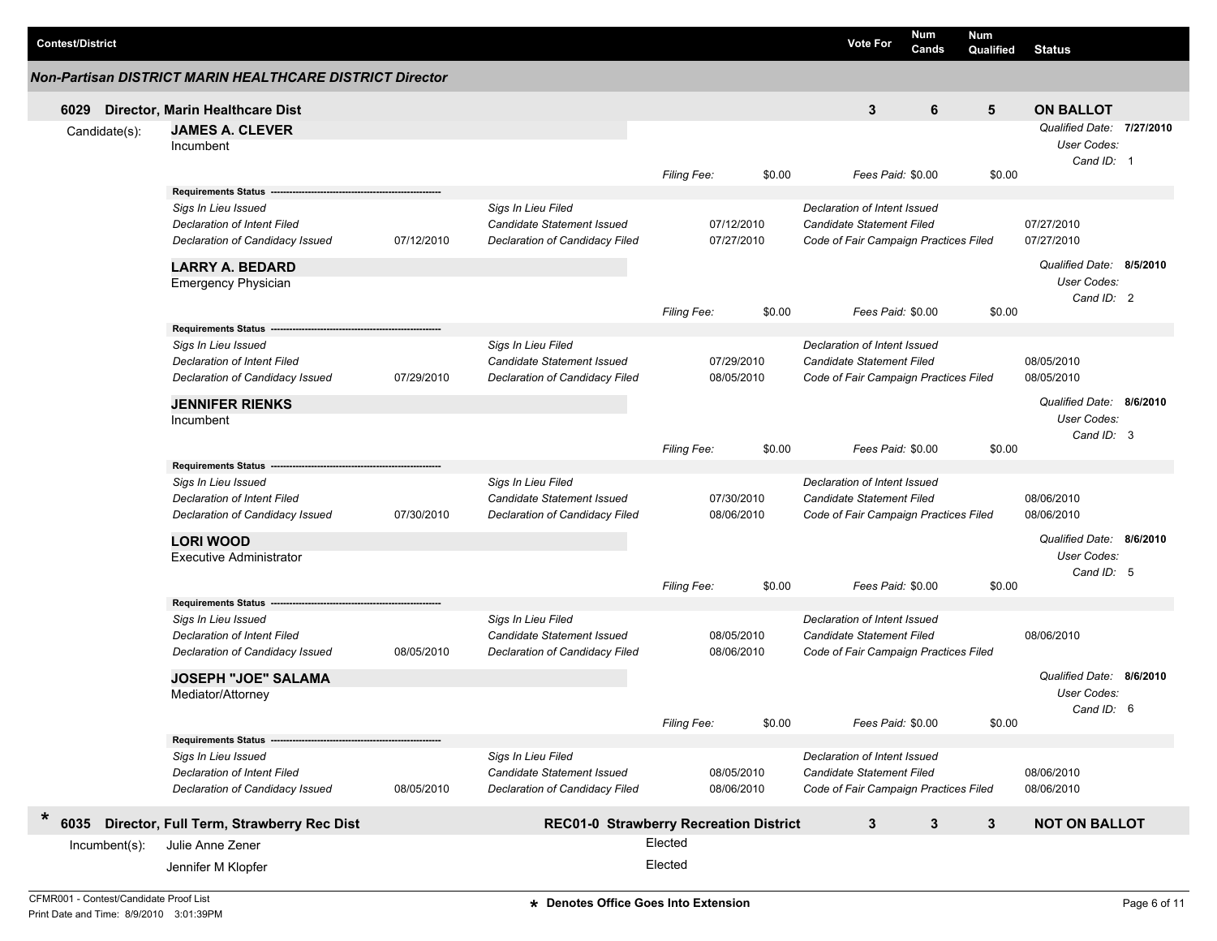| Contest/District | Vote For | Num Cands | Num Qualified | Status |
|---|---|---|---|---|

## Non-Partisan DISTRICT MARIN HEALTHCARE DISTRICT Director

| Contest/District | Vote For | Num Cands | Num Qualified | Status |
|---|---|---|---|---|
| 6029 Director, Marin Healthcare Dist | 3 | 6 | 5 | ON BALLOT |

Candidate(s):

**JAMES A. CLEVER**
Incumbent

*Qualified Date:* **7/27/2010**
*User Codes:*
*Cand ID:* 1

*Filing Fee:* $0.00 *Fees Paid:* $0.00 $0.00

| Requirements Status | | | | | |
|---|---|---|---|---|---|
| *Sigs In Lieu Issued* | | *Sigs In Lieu Filed* | | *Declaration of Intent Issued* | |
| *Declaration of Intent Filed* | | *Candidate Statement Issued* | 07/12/2010 | *Candidate Statement Filed* | 07/27/2010 |
| *Declaration of Candidacy Issued* | 07/12/2010 | *Declaration of Candidacy Filed* | 07/27/2010 | *Code of Fair Campaign Practices Filed* | 07/27/2010 |

**LARRY A. BEDARD**
Emergency Physician

*Qualified Date:* **8/5/2010**
*User Codes:*
*Cand ID:* 2

*Filing Fee:* $0.00 *Fees Paid:* $0.00 $0.00

| Requirements Status | | | | | |
|---|---|---|---|---|---|
| *Sigs In Lieu Issued* | | *Sigs In Lieu Filed* | | *Declaration of Intent Issued* | |
| *Declaration of Intent Filed* | | *Candidate Statement Issued* | 07/29/2010 | *Candidate Statement Filed* | 08/05/2010 |
| *Declaration of Candidacy Issued* | 07/29/2010 | *Declaration of Candidacy Filed* | 08/05/2010 | *Code of Fair Campaign Practices Filed* | 08/05/2010 |

**JENNIFER RIENKS**
Incumbent

*Qualified Date:* **8/6/2010**
*User Codes:*
*Cand ID:* 3

*Filing Fee:* $0.00 *Fees Paid:* $0.00 $0.00

| Requirements Status | | | | | |
|---|---|---|---|---|---|
| *Sigs In Lieu Issued* | | *Sigs In Lieu Filed* | | *Declaration of Intent Issued* | |
| *Declaration of Intent Filed* | | *Candidate Statement Issued* | 07/30/2010 | *Candidate Statement Filed* | 08/06/2010 |
| *Declaration of Candidacy Issued* | 07/30/2010 | *Declaration of Candidacy Filed* | 08/06/2010 | *Code of Fair Campaign Practices Filed* | 08/06/2010 |

**LORI WOOD**
Executive Administrator

*Qualified Date:* **8/6/2010**
*User Codes:*
*Cand ID:* 5

*Filing Fee:* $0.00 *Fees Paid:* $0.00 $0.00

| Requirements Status | | | | | |
|---|---|---|---|---|---|
| *Sigs In Lieu Issued* | | *Sigs In Lieu Filed* | | *Declaration of Intent Issued* | |
| *Declaration of Intent Filed* | | *Candidate Statement Issued* | 08/05/2010 | *Candidate Statement Filed* | 08/06/2010 |
| *Declaration of Candidacy Issued* | 08/05/2010 | *Declaration of Candidacy Filed* | 08/06/2010 | *Code of Fair Campaign Practices Filed* | |

**JOSEPH "JOE" SALAMA**
Mediator/Attorney

*Qualified Date:* **8/6/2010**
*User Codes:*
*Cand ID:* 6

*Filing Fee:* $0.00 *Fees Paid:* $0.00 $0.00

| Requirements Status | | | | | |
|---|---|---|---|---|---|
| *Sigs In Lieu Issued* | | *Sigs In Lieu Filed* | | *Declaration of Intent Issued* | |
| *Declaration of Intent Filed* | | *Candidate Statement Issued* | 08/05/2010 | *Candidate Statement Filed* | 08/06/2010 |
| *Declaration of Candidacy Issued* | 08/05/2010 | *Declaration of Candidacy Filed* | 08/06/2010 | *Code of Fair Campaign Practices Filed* | 08/06/2010 |

| Contest/District | District | Vote For | Num Cands | Num Qualified | Status |
|---|---|---|---|---|---|
| * 6035 Director, Full Term, Strawberry Rec Dist | REC01-0 Strawberry Recreation District | 3 | 3 | 3 | NOT ON BALLOT |

Incumbent(s):

| Incumbent | |
|---|---|
| Julie Anne Zener | Elected |
| Jennifer M Klopfer | Elected |

CFMR001 - Contest/Candidate Proof List
Print Date and Time: 8/9/2010 3:01:39PM

* Denotes Office Goes Into Extension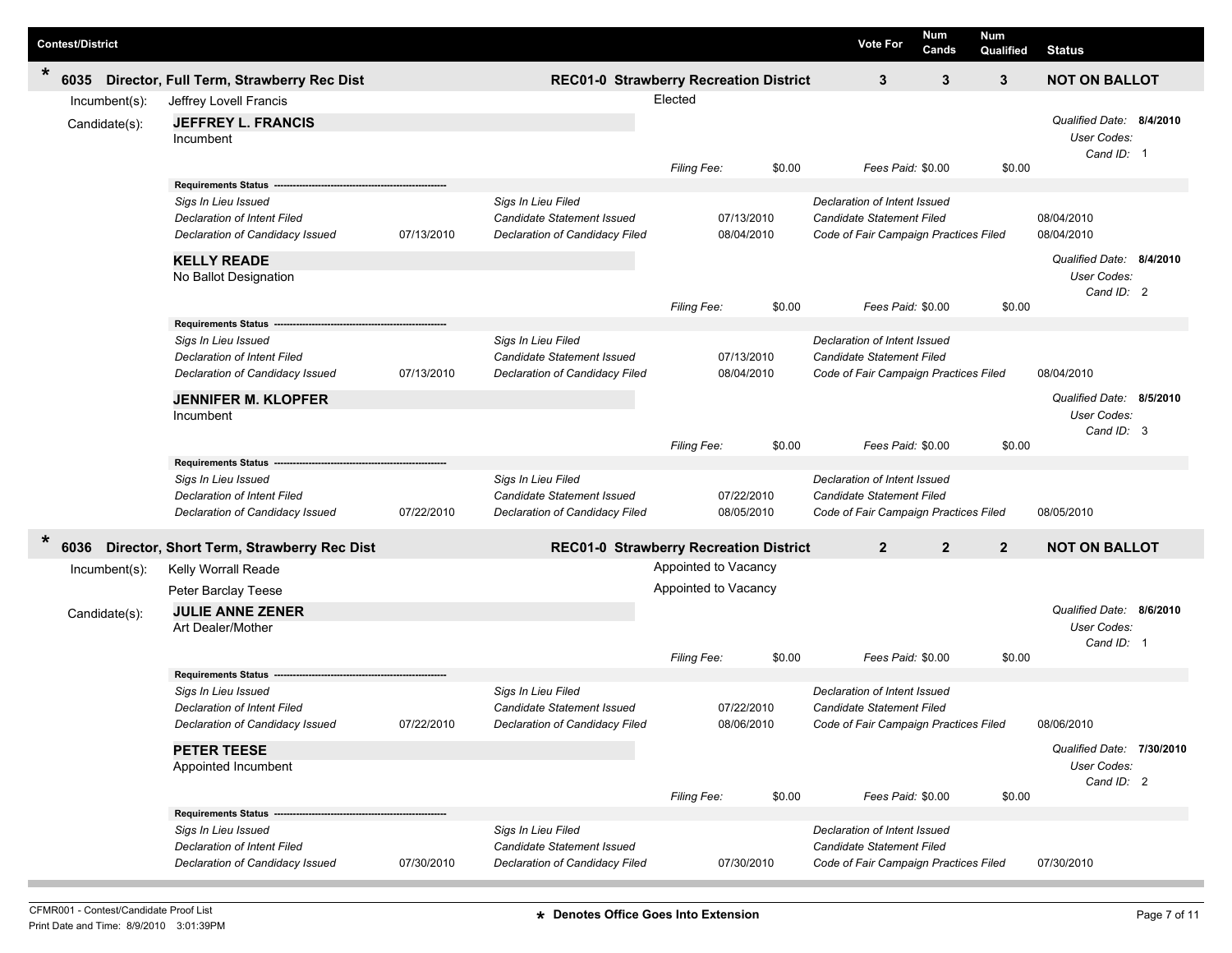| Contest/District | | | Vote For | Num Cands | Num Qualified | Status |
|---|---|---|---|---|---|---|
| * 6035 | Director, Full Term, Strawberry Rec Dist | REC01-0 Strawberry Recreation District | 3 | 3 | 3 | NOT ON BALLOT |

Incumbent(s): Jeffrey Lovell Francis — Elected

Candidate(s):

**JEFFREY L. FRANCIS**
Incumbent

*Qualified Date:* **8/4/2010**
*User Codes:*
*Cand ID:* 1

*Filing Fee:* $0.00 *Fees Paid:* $0.00 $0.00

**Requirements Status**

| | | | | | |
|---|---|---|---|---|---|
| *Sigs In Lieu Issued* | | *Sigs In Lieu Filed* | | *Declaration of Intent Issued* | |
| *Declaration of Intent Filed* | | *Candidate Statement Issued* | 07/13/2010 | *Candidate Statement Filed* | 08/04/2010 |
| *Declaration of Candidacy Issued* | 07/13/2010 | *Declaration of Candidacy Filed* | 08/04/2010 | *Code of Fair Campaign Practices Filed* | 08/04/2010 |

**KELLY READE**
No Ballot Designation

*Qualified Date:* **8/4/2010**
*User Codes:*
*Cand ID:* 2

*Filing Fee:* $0.00 *Fees Paid:* $0.00 $0.00

**Requirements Status**

| | | | | | |
|---|---|---|---|---|---|
| *Sigs In Lieu Issued* | | *Sigs In Lieu Filed* | | *Declaration of Intent Issued* | |
| *Declaration of Intent Filed* | | *Candidate Statement Issued* | 07/13/2010 | *Candidate Statement Filed* | |
| *Declaration of Candidacy Issued* | 07/13/2010 | *Declaration of Candidacy Filed* | 08/04/2010 | *Code of Fair Campaign Practices Filed* | 08/04/2010 |

**JENNIFER M. KLOPFER**
Incumbent

*Qualified Date:* **8/5/2010**
*User Codes:*
*Cand ID:* 3

*Filing Fee:* $0.00 *Fees Paid:* $0.00 $0.00

**Requirements Status**

| | | | | | |
|---|---|---|---|---|---|
| *Sigs In Lieu Issued* | | *Sigs In Lieu Filed* | | *Declaration of Intent Issued* | |
| *Declaration of Intent Filed* | | *Candidate Statement Issued* | 07/22/2010 | *Candidate Statement Filed* | |
| *Declaration of Candidacy Issued* | 07/22/2010 | *Declaration of Candidacy Filed* | 08/05/2010 | *Code of Fair Campaign Practices Filed* | 08/05/2010 |

| Contest/District | | | Vote For | Num Cands | Num Qualified | Status |
|---|---|---|---|---|---|---|
| * 6036 | Director, Short Term, Strawberry Rec Dist | REC01-0 Strawberry Recreation District | 2 | 2 | 2 | NOT ON BALLOT |

Incumbent(s):
Kelly Worrall Reade — Appointed to Vacancy
Peter Barclay Teese — Appointed to Vacancy

Candidate(s):

**JULIE ANNE ZENER**
Art Dealer/Mother

*Qualified Date:* **8/6/2010**
*User Codes:*
*Cand ID:* 1

*Filing Fee:* $0.00 *Fees Paid:* $0.00 $0.00

**Requirements Status**

| | | | | | |
|---|---|---|---|---|---|
| *Sigs In Lieu Issued* | | *Sigs In Lieu Filed* | | *Declaration of Intent Issued* | |
| *Declaration of Intent Filed* | | *Candidate Statement Issued* | 07/22/2010 | *Candidate Statement Filed* | |
| *Declaration of Candidacy Issued* | 07/22/2010 | *Declaration of Candidacy Filed* | 08/06/2010 | *Code of Fair Campaign Practices Filed* | 08/06/2010 |

**PETER TEESE**
Appointed Incumbent

*Qualified Date:* **7/30/2010**
*User Codes:*
*Cand ID:* 2

*Filing Fee:* $0.00 *Fees Paid:* $0.00 $0.00

**Requirements Status**

| | | | | | |
|---|---|---|---|---|---|
| *Sigs In Lieu Issued* | | *Sigs In Lieu Filed* | | *Declaration of Intent Issued* | |
| *Declaration of Intent Filed* | | *Candidate Statement Issued* | | *Candidate Statement Filed* | |
| *Declaration of Candidacy Issued* | 07/30/2010 | *Declaration of Candidacy Filed* | 07/30/2010 | *Code of Fair Campaign Practices Filed* | 07/30/2010 |

CFMR001 - Contest/Candidate Proof List
Print Date and Time: 8/9/2010 3:01:39PM

**\* Denotes Office Goes Into Extension**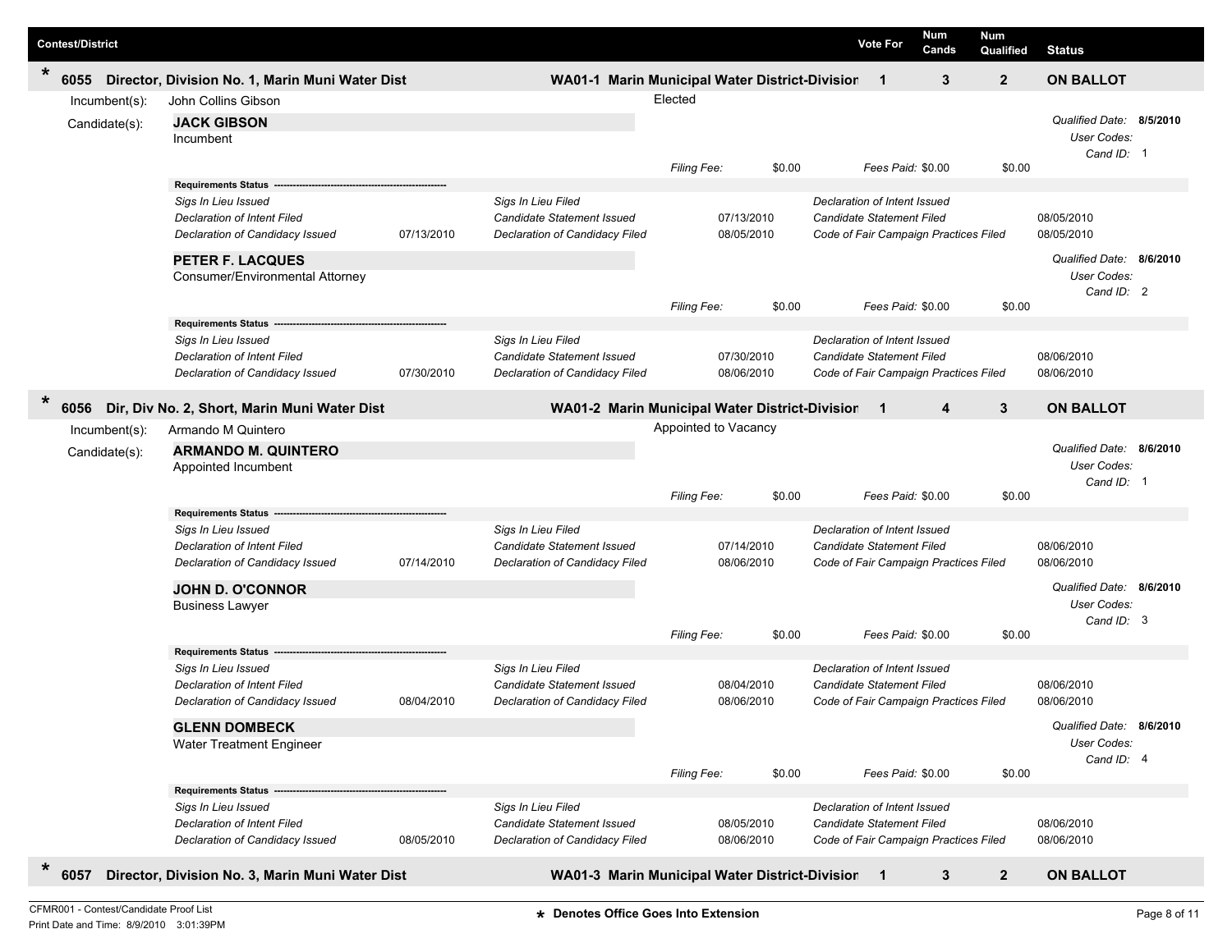| Contest/District | | Vote For | Num Cands | Num Qualified | Status |
|---|---|---|---|---|---|

## * 6055 Director, Division No. 1, Marin Muni Water Dist

**WA01-1 Marin Municipal Water District-Division** | Vote For: 1 | Num Cands: 3 | Num Qualified: 2 | **ON BALLOT**

Incumbent(s): John Collins Gibson — Elected

Candidate(s):

**JACK GIBSON**
Incumbent

*Qualified Date:* **8/5/2010**
*User Codes:*
*Cand ID:* 1

*Filing Fee:* $0.00 *Fees Paid:* $0.00 $0.00

**Requirements Status**

| | | | | | |
|---|---|---|---|---|---|
| *Sigs In Lieu Issued* | | *Sigs In Lieu Filed* | | *Declaration of Intent Issued* | |
| *Declaration of Intent Filed* | | *Candidate Statement Issued* | 07/13/2010 | *Candidate Statement Filed* | 08/05/2010 |
| *Declaration of Candidacy Issued* | 07/13/2010 | *Declaration of Candidacy Filed* | 08/05/2010 | *Code of Fair Campaign Practices Filed* | 08/05/2010 |

**PETER F. LACQUES**
Consumer/Environmental Attorney

*Qualified Date:* **8/6/2010**
*User Codes:*
*Cand ID:* 2

*Filing Fee:* $0.00 *Fees Paid:* $0.00 $0.00

**Requirements Status**

| | | | | | |
|---|---|---|---|---|---|
| *Sigs In Lieu Issued* | | *Sigs In Lieu Filed* | | *Declaration of Intent Issued* | |
| *Declaration of Intent Filed* | | *Candidate Statement Issued* | 07/30/2010 | *Candidate Statement Filed* | 08/06/2010 |
| *Declaration of Candidacy Issued* | 07/30/2010 | *Declaration of Candidacy Filed* | 08/06/2010 | *Code of Fair Campaign Practices Filed* | 08/06/2010 |

## * 6056 Dir, Div No. 2, Short, Marin Muni Water Dist

**WA01-2 Marin Municipal Water District-Division** | Vote For: 1 | Num Cands: 4 | Num Qualified: 3 | **ON BALLOT**

Incumbent(s): Armando M Quintero — Appointed to Vacancy

Candidate(s):

**ARMANDO M. QUINTERO**
Appointed Incumbent

*Qualified Date:* **8/6/2010**
*User Codes:*
*Cand ID:* 1

*Filing Fee:* $0.00 *Fees Paid:* $0.00 $0.00

**Requirements Status**

| | | | | | |
|---|---|---|---|---|---|
| *Sigs In Lieu Issued* | | *Sigs In Lieu Filed* | | *Declaration of Intent Issued* | |
| *Declaration of Intent Filed* | | *Candidate Statement Issued* | 07/14/2010 | *Candidate Statement Filed* | 08/06/2010 |
| *Declaration of Candidacy Issued* | 07/14/2010 | *Declaration of Candidacy Filed* | 08/06/2010 | *Code of Fair Campaign Practices Filed* | 08/06/2010 |

**JOHN D. O'CONNOR**
Business Lawyer

*Qualified Date:* **8/6/2010**
*User Codes:*
*Cand ID:* 3

*Filing Fee:* $0.00 *Fees Paid:* $0.00 $0.00

**Requirements Status**

| | | | | | |
|---|---|---|---|---|---|
| *Sigs In Lieu Issued* | | *Sigs In Lieu Filed* | | *Declaration of Intent Issued* | |
| *Declaration of Intent Filed* | | *Candidate Statement Issued* | 08/04/2010 | *Candidate Statement Filed* | 08/06/2010 |
| *Declaration of Candidacy Issued* | 08/04/2010 | *Declaration of Candidacy Filed* | 08/06/2010 | *Code of Fair Campaign Practices Filed* | 08/06/2010 |

**GLENN DOMBECK**
Water Treatment Engineer

*Qualified Date:* **8/6/2010**
*User Codes:*
*Cand ID:* 4

*Filing Fee:* $0.00 *Fees Paid:* $0.00 $0.00

**Requirements Status**

| | | | | | |
|---|---|---|---|---|---|
| *Sigs In Lieu Issued* | | *Sigs In Lieu Filed* | | *Declaration of Intent Issued* | |
| *Declaration of Intent Filed* | | *Candidate Statement Issued* | 08/05/2010 | *Candidate Statement Filed* | 08/06/2010 |
| *Declaration of Candidacy Issued* | 08/05/2010 | *Declaration of Candidacy Filed* | 08/06/2010 | *Code of Fair Campaign Practices Filed* | 08/06/2010 |

## * 6057 Director, Division No. 3, Marin Muni Water Dist

**WA01-3 Marin Municipal Water District-Division** | Vote For: 1 | Num Cands: 3 | Num Qualified: 2 | **ON BALLOT**

CFMR001 - Contest/Candidate Proof List
Print Date and Time: 8/9/2010 3:01:39PM

\* Denotes Office Goes Into Extension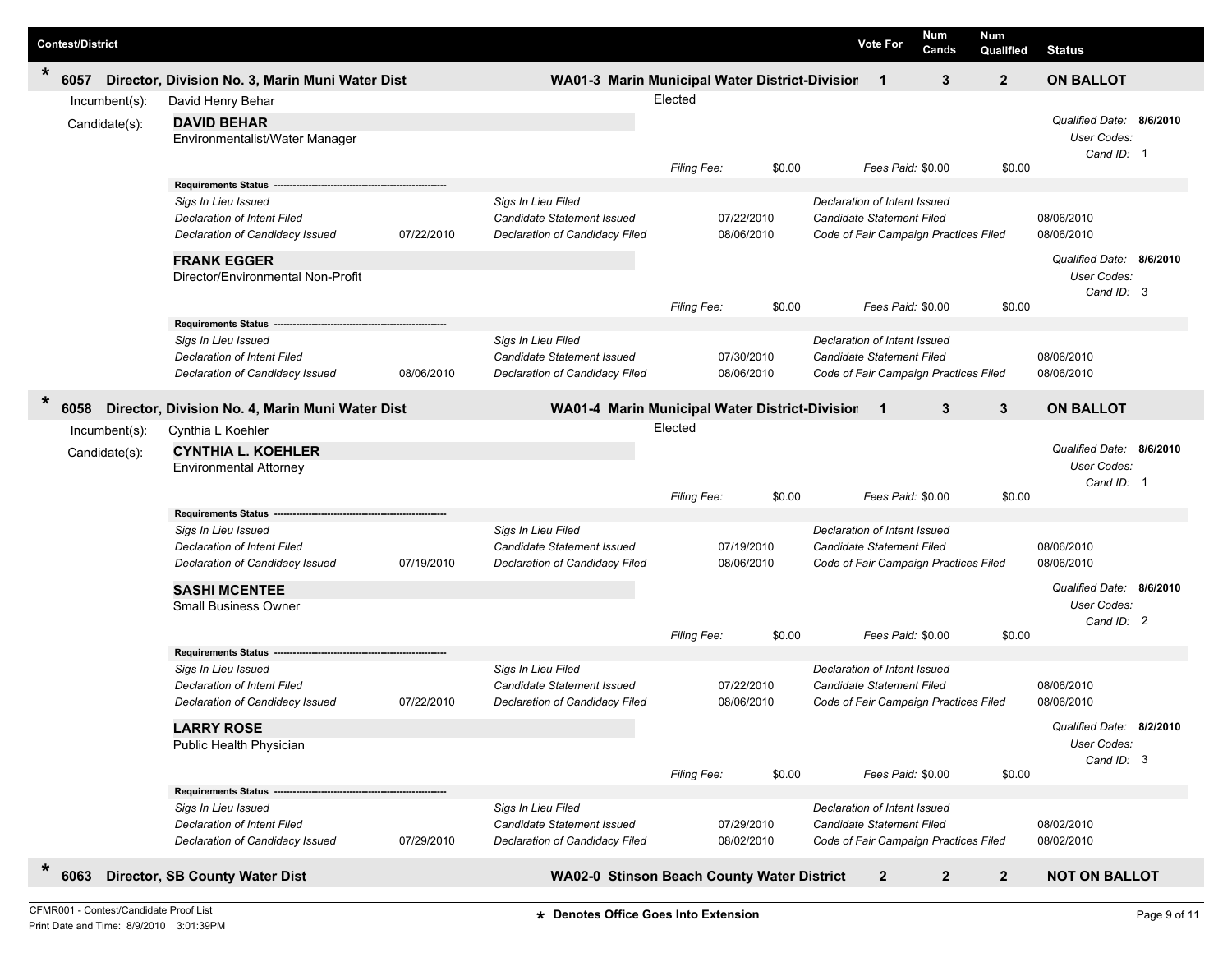| Contest/District | | Vote For | Num Cands | Num Qualified | Status |
|---|---|---|---|---|---|
| * 6057 Director, Division No. 3, Marin Muni Water Dist | WA01-3 Marin Municipal Water District-Division | 1 | 3 | 2 | ON BALLOT |

Incumbent(s): David Henry Behar — Elected

Candidate(s):

**DAVID BEHAR**
Environmentalist/Water Manager

*Qualified Date:* **8/6/2010**
*User Codes:*
*Cand ID:* 1

*Filing Fee:* $0.00 *Fees Paid:* $0.00 $0.00

**Requirements Status**

| | | | | | |
|---|---|---|---|---|---|
| *Sigs In Lieu Issued* | | *Sigs In Lieu Filed* | | *Declaration of Intent Issued* | |
| *Declaration of Intent Filed* | | *Candidate Statement Issued* | 07/22/2010 | *Candidate Statement Filed* | 08/06/2010 |
| *Declaration of Candidacy Issued* | 07/22/2010 | *Declaration of Candidacy Filed* | 08/06/2010 | *Code of Fair Campaign Practices Filed* | 08/06/2010 |

**FRANK EGGER**
Director/Environmental Non-Profit

*Qualified Date:* **8/6/2010**
*User Codes:*
*Cand ID:* 3

*Filing Fee:* $0.00 *Fees Paid:* $0.00 $0.00

**Requirements Status**

| | | | | | |
|---|---|---|---|---|---|
| *Sigs In Lieu Issued* | | *Sigs In Lieu Filed* | | *Declaration of Intent Issued* | |
| *Declaration of Intent Filed* | | *Candidate Statement Issued* | 07/30/2010 | *Candidate Statement Filed* | 08/06/2010 |
| *Declaration of Candidacy Issued* | 08/06/2010 | *Declaration of Candidacy Filed* | 08/06/2010 | *Code of Fair Campaign Practices Filed* | 08/06/2010 |

| Contest/District | | Vote For | Num Cands | Num Qualified | Status |
|---|---|---|---|---|---|
| * 6058 Director, Division No. 4, Marin Muni Water Dist | WA01-4 Marin Municipal Water District-Division | 1 | 3 | 3 | ON BALLOT |

Incumbent(s): Cynthia L Koehler — Elected

Candidate(s):

**CYNTHIA L. KOEHLER**
Environmental Attorney

*Qualified Date:* **8/6/2010**
*User Codes:*
*Cand ID:* 1

*Filing Fee:* $0.00 *Fees Paid:* $0.00 $0.00

**Requirements Status**

| | | | | | |
|---|---|---|---|---|---|
| *Sigs In Lieu Issued* | | *Sigs In Lieu Filed* | | *Declaration of Intent Issued* | |
| *Declaration of Intent Filed* | | *Candidate Statement Issued* | 07/19/2010 | *Candidate Statement Filed* | 08/06/2010 |
| *Declaration of Candidacy Issued* | 07/19/2010 | *Declaration of Candidacy Filed* | 08/06/2010 | *Code of Fair Campaign Practices Filed* | 08/06/2010 |

**SASHI MCENTEE**
Small Business Owner

*Qualified Date:* **8/6/2010**
*User Codes:*
*Cand ID:* 2

*Filing Fee:* $0.00 *Fees Paid:* $0.00 $0.00

**Requirements Status**

| | | | | | |
|---|---|---|---|---|---|
| *Sigs In Lieu Issued* | | *Sigs In Lieu Filed* | | *Declaration of Intent Issued* | |
| *Declaration of Intent Filed* | | *Candidate Statement Issued* | 07/22/2010 | *Candidate Statement Filed* | 08/06/2010 |
| *Declaration of Candidacy Issued* | 07/22/2010 | *Declaration of Candidacy Filed* | 08/06/2010 | *Code of Fair Campaign Practices Filed* | 08/06/2010 |

**LARRY ROSE**
Public Health Physician

*Qualified Date:* **8/2/2010**
*User Codes:*
*Cand ID:* 3

*Filing Fee:* $0.00 *Fees Paid:* $0.00 $0.00

**Requirements Status**

| | | | | | |
|---|---|---|---|---|---|
| *Sigs In Lieu Issued* | | *Sigs In Lieu Filed* | | *Declaration of Intent Issued* | |
| *Declaration of Intent Filed* | | *Candidate Statement Issued* | 07/29/2010 | *Candidate Statement Filed* | 08/02/2010 |
| *Declaration of Candidacy Issued* | 07/29/2010 | *Declaration of Candidacy Filed* | 08/02/2010 | *Code of Fair Campaign Practices Filed* | 08/02/2010 |

| Contest/District | | Vote For | Num Cands | Num Qualified | Status |
|---|---|---|---|---|---|
| * 6063 Director, SB County Water Dist | WA02-0 Stinson Beach County Water District | 2 | 2 | 2 | NOT ON BALLOT |

CFMR001 - Contest/Candidate Proof List
Print Date and Time: 8/9/2010 3:01:39PM

**\* Denotes Office Goes Into Extension**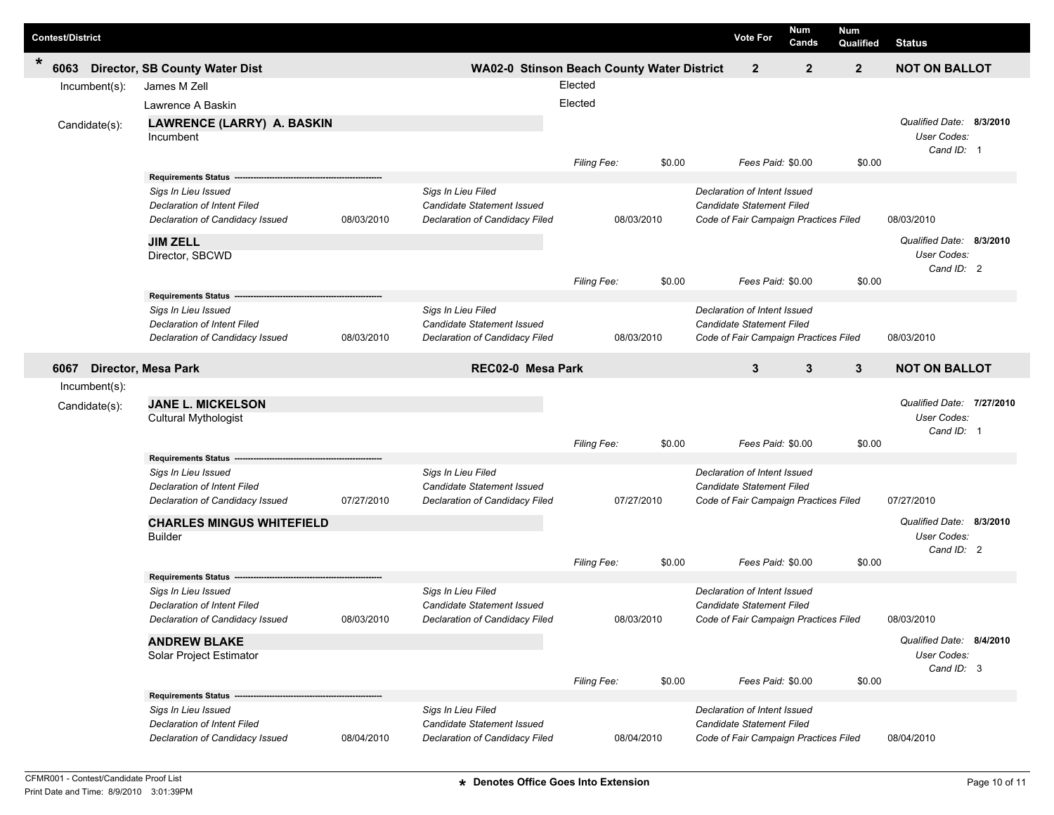| Contest/District | | Vote For | Num Cands | Num Qualified | Status |
|---|---|---|---|---|---|
| * 6063 Director, SB County Water Dist | WA02-0 Stinson Beach County Water District | 2 | 2 | 2 | NOT ON BALLOT |

Incumbent(s):
- James M Zell — Elected
- Lawrence A Baskin — Elected

Candidate(s):

**LAWRENCE (LARRY) A. BASKIN**
Incumbent

*Qualified Date:* **8/3/2010**
*User Codes:*
*Cand ID:* 1

*Filing Fee:* $0.00 *Fees Paid:* $0.00 $0.00

**Requirements Status**

| | | | | | |
|---|---|---|---|---|---|
| *Sigs In Lieu Issued* | | *Sigs In Lieu Filed* | | *Declaration of Intent Issued* | |
| *Declaration of Intent Filed* | | *Candidate Statement Issued* | | *Candidate Statement Filed* | |
| *Declaration of Candidacy Issued* | 08/03/2010 | *Declaration of Candidacy Filed* | 08/03/2010 | *Code of Fair Campaign Practices Filed* | 08/03/2010 |

**JIM ZELL**
Director, SBCWD

*Qualified Date:* **8/3/2010**
*User Codes:*
*Cand ID:* 2

*Filing Fee:* $0.00 *Fees Paid:* $0.00 $0.00

**Requirements Status**

| | | | | | |
|---|---|---|---|---|---|
| *Sigs In Lieu Issued* | | *Sigs In Lieu Filed* | | *Declaration of Intent Issued* | |
| *Declaration of Intent Filed* | | *Candidate Statement Issued* | | *Candidate Statement Filed* | |
| *Declaration of Candidacy Issued* | 08/03/2010 | *Declaration of Candidacy Filed* | 08/03/2010 | *Code of Fair Campaign Practices Filed* | 08/03/2010 |

| Contest/District | | Vote For | Num Cands | Num Qualified | Status |
|---|---|---|---|---|---|
| 6067 Director, Mesa Park | REC02-0 Mesa Park | 3 | 3 | 3 | NOT ON BALLOT |

Incumbent(s):

Candidate(s):

**JANE L. MICKELSON**
Cultural Mythologist

*Qualified Date:* **7/27/2010**
*User Codes:*
*Cand ID:* 1

*Filing Fee:* $0.00 *Fees Paid:* $0.00 $0.00

**Requirements Status**

| | | | | | |
|---|---|---|---|---|---|
| *Sigs In Lieu Issued* | | *Sigs In Lieu Filed* | | *Declaration of Intent Issued* | |
| *Declaration of Intent Filed* | | *Candidate Statement Issued* | | *Candidate Statement Filed* | |
| *Declaration of Candidacy Issued* | 07/27/2010 | *Declaration of Candidacy Filed* | 07/27/2010 | *Code of Fair Campaign Practices Filed* | 07/27/2010 |

**CHARLES MINGUS WHITEFIELD**
Builder

*Qualified Date:* **8/3/2010**
*User Codes:*
*Cand ID:* 2

*Filing Fee:* $0.00 *Fees Paid:* $0.00 $0.00

**Requirements Status**

| | | | | | |
|---|---|---|---|---|---|
| *Sigs In Lieu Issued* | | *Sigs In Lieu Filed* | | *Declaration of Intent Issued* | |
| *Declaration of Intent Filed* | | *Candidate Statement Issued* | | *Candidate Statement Filed* | |
| *Declaration of Candidacy Issued* | 08/03/2010 | *Declaration of Candidacy Filed* | 08/03/2010 | *Code of Fair Campaign Practices Filed* | 08/03/2010 |

**ANDREW BLAKE**
Solar Project Estimator

*Qualified Date:* **8/4/2010**
*User Codes:*
*Cand ID:* 3

*Filing Fee:* $0.00 *Fees Paid:* $0.00 $0.00

**Requirements Status**

| | | | | | |
|---|---|---|---|---|---|
| *Sigs In Lieu Issued* | | *Sigs In Lieu Filed* | | *Declaration of Intent Issued* | |
| *Declaration of Intent Filed* | | *Candidate Statement Issued* | | *Candidate Statement Filed* | |
| *Declaration of Candidacy Issued* | 08/04/2010 | *Declaration of Candidacy Filed* | 08/04/2010 | *Code of Fair Campaign Practices Filed* | 08/04/2010 |

CFMR001 - Contest/Candidate Proof List
Print Date and Time: 8/9/2010 3:01:39PM

**\* Denotes Office Goes Into Extension**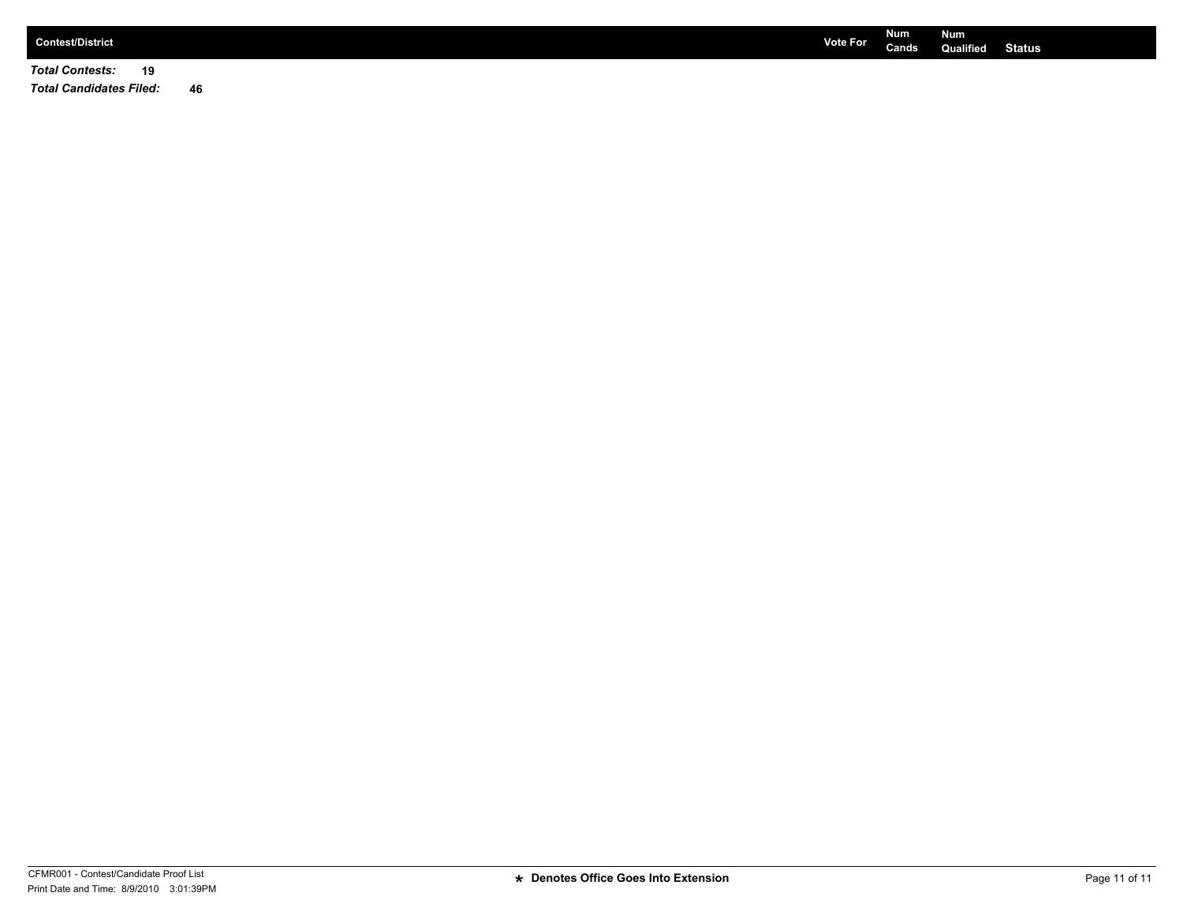| Contest/District | Vote For | Num Cands | Num Qualified | Status |
|---|---|---|---|---|

***Total Contests:*** **19**

***Total Candidates Filed:*** **46**

CFMR001 - Contest/Candidate Proof List
Print Date and Time: 8/9/2010 3:01:39PM

**\* Denotes Office Goes Into Extension**